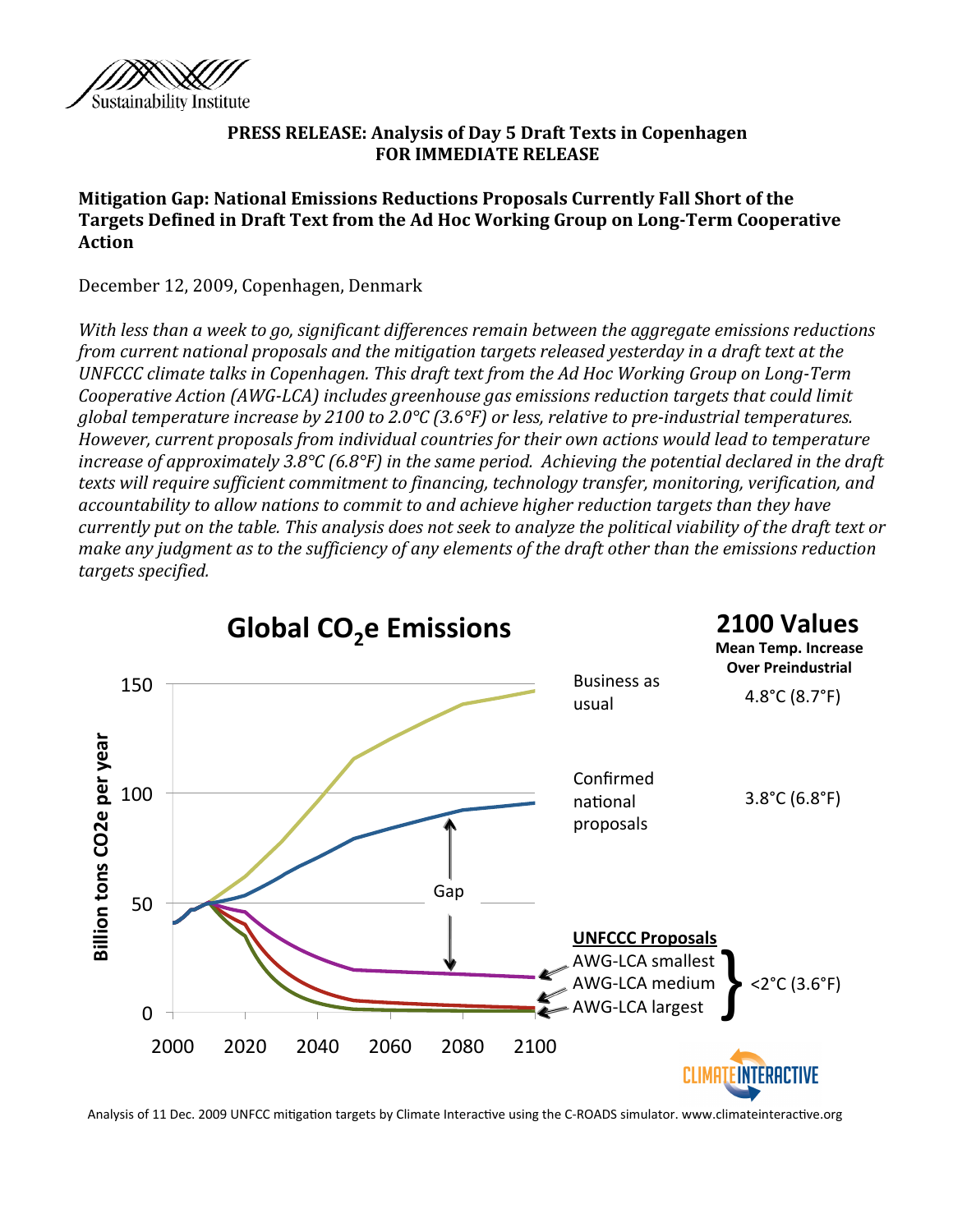PRESS RELEASE: Analysis of Day 5 Draft Texts in Copenhagen
FOR IMMEDIATE RELEASE

## Mitigation Gap: National Emissions Reductions Proposals Currently Fall Short of the Targets Defined in Draft Text from the Ad Hoc Working Group on Long-Term Cooperative Action

December 12, 2009, Copenhagen, Denmark

*With less than a week to go, significant differences remain between the aggregate emissions reductions from current national proposals and the mitigation targets released yesterday in a draft text at the UNFCCC climate talks in Copenhagen. This draft text from the Ad Hoc Working Group on Long-Term Cooperative Action (AWG-LCA) includes greenhouse gas emissions reduction targets that could limit global temperature increase by 2100 to 2.0°C (3.6°F) or less, relative to pre-industrial temperatures. However, current proposals from individual countries for their own actions would lead to temperature increase of approximately 3.8°C (6.8°F) in the same period. Achieving the potential declared in the draft texts will require sufficient commitment to financing, technology transfer, monitoring, verification, and accountability to allow nations to commit to and achieve higher reduction targets than they have currently put on the table. This analysis does not seek to analyze the political viability of the draft text or make any judgment as to the sufficiency of any elements of the draft other than the emissions reduction targets specified.*

Analysis of 11 Dec. 2009 UNFCC mitigation targets by Climate Interactive using the C-ROADS simulator. www.climateinteractive.org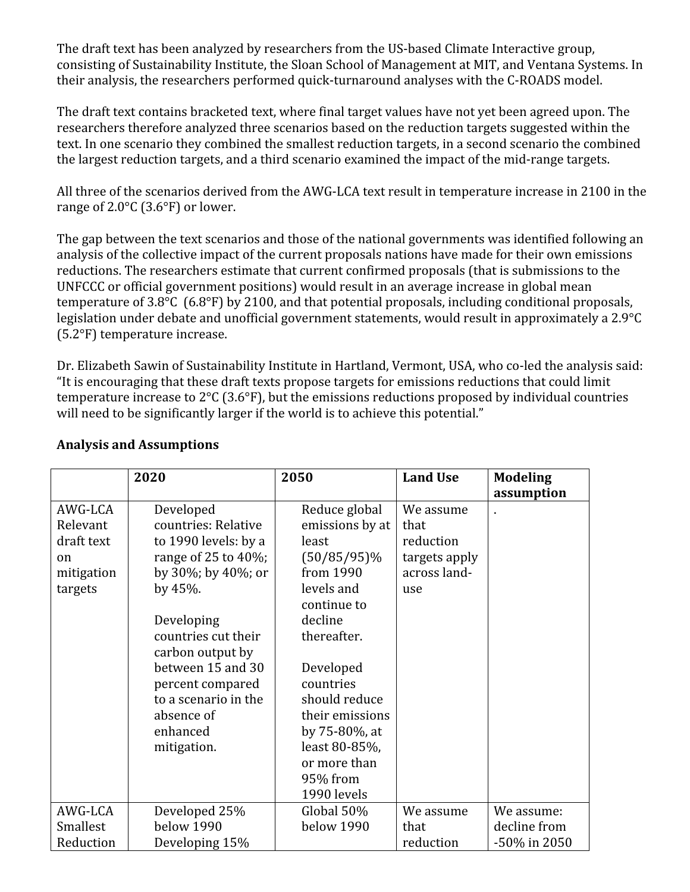The draft text has been analyzed by researchers from the US-based Climate Interactive group, consisting of Sustainability Institute, the Sloan School of Management at MIT, and Ventana Systems. In their analysis, the researchers performed quick-turnaround analyses with the C-ROADS model.

The draft text contains bracketed text, where final target values have not yet been agreed upon. The researchers therefore analyzed three scenarios based on the reduction targets suggested within the text. In one scenario they combined the smallest reduction targets, in a second scenario the combined the largest reduction targets, and a third scenario examined the impact of the mid-range targets.

All three of the scenarios derived from the AWG-LCA text result in temperature increase in 2100 in the range of 2.0°C (3.6°F) or lower.

The gap between the text scenarios and those of the national governments was identified following an analysis of the collective impact of the current proposals nations have made for their own emissions reductions. The researchers estimate that current confirmed proposals (that is submissions to the UNFCCC or official government positions) would result in an average increase in global mean temperature of 3.8°C (6.8°F) by 2100, and that potential proposals, including conditional proposals, legislation under debate and unofficial government statements, would result in approximately a 2.9°C (5.2°F) temperature increase.

Dr. Elizabeth Sawin of Sustainability Institute in Hartland, Vermont, USA, who co-led the analysis said: "It is encouraging that these draft texts propose targets for emissions reductions that could limit temperature increase to 2°C (3.6°F), but the emissions reductions proposed by individual countries will need to be significantly larger if the world is to achieve this potential."

**Analysis and Assumptions**

| | 2020 | 2050 | Land Use | Modeling assumption |
|---|---|---|---|---|
| AWG-LCA Relevant draft text on mitigation targets | Developed countries: Relative to 1990 levels: by a range of 25 to 40%; by 30%; by 40%; or by 45%.<br><br>Developing countries cut their carbon output by between 15 and 30 percent compared to a scenario in the absence of enhanced mitigation. | Reduce global emissions by at least (50/85/95)% from 1990 levels and continue to decline thereafter.<br><br>Developed countries should reduce their emissions by 75-80%, at least 80-85%, or more than 95% from 1990 levels | We assume that reduction targets apply across land-use | . |
| AWG-LCA Smallest Reduction | Developed 25% below 1990<br>Developing 15% | Global 50% below 1990 | We assume that reduction | We assume: decline from -50% in 2050 |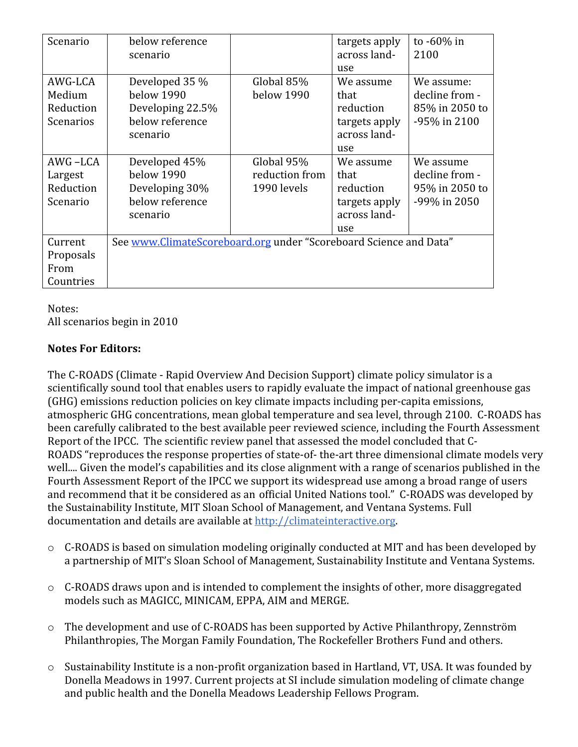| Scenario | below reference scenario | | targets apply across land-use | to -60% in 2100 |
|---|---|---|---|---|
| AWG-LCA Medium Reduction Scenarios | Developed 35 % below 1990 Developing 22.5% below reference scenario | Global 85% below 1990 | We assume that reduction targets apply across land-use | We assume: decline from -85% in 2050 to -95% in 2100 |
| AWG –LCA Largest Reduction Scenario | Developed 45% below 1990 Developing 30% below reference scenario | Global 95% reduction from 1990 levels | We assume that reduction targets apply across land-use | We assume decline from -95% in 2050 to -99% in 2050 |
| Current Proposals From Countries | See www.ClimateScoreboard.org under "Scoreboard Science and Data" | | | |

Notes:
All scenarios begin in 2010

**Notes For Editors:**

The C-ROADS (Climate - Rapid Overview And Decision Support) climate policy simulator is a scientifically sound tool that enables users to rapidly evaluate the impact of national greenhouse gas (GHG) emissions reduction policies on key climate impacts including per-capita emissions, atmospheric GHG concentrations, mean global temperature and sea level, through 2100. C-ROADS has been carefully calibrated to the best available peer reviewed science, including the Fourth Assessment Report of the IPCC. The scientific review panel that assessed the model concluded that C-ROADS "reproduces the response properties of state-of- the-art three dimensional climate models very well.... Given the model's capabilities and its close alignment with a range of scenarios published in the Fourth Assessment Report of the IPCC we support its widespread use among a broad range of users and recommend that it be considered as an official United Nations tool." C-ROADS was developed by the Sustainability Institute, MIT Sloan School of Management, and Ventana Systems. Full documentation and details are available at http://climateinteractive.org.

- C-ROADS is based on simulation modeling originally conducted at MIT and has been developed by a partnership of MIT's Sloan School of Management, Sustainability Institute and Ventana Systems.
- C-ROADS draws upon and is intended to complement the insights of other, more disaggregated models such as MAGICC, MINICAM, EPPA, AIM and MERGE.
- The development and use of C-ROADS has been supported by Active Philanthropy, Zennström Philanthropies, The Morgan Family Foundation, The Rockefeller Brothers Fund and others.
- Sustainability Institute is a non-profit organization based in Hartland, VT, USA. It was founded by Donella Meadows in 1997. Current projects at SI include simulation modeling of climate change and public health and the Donella Meadows Leadership Fellows Program.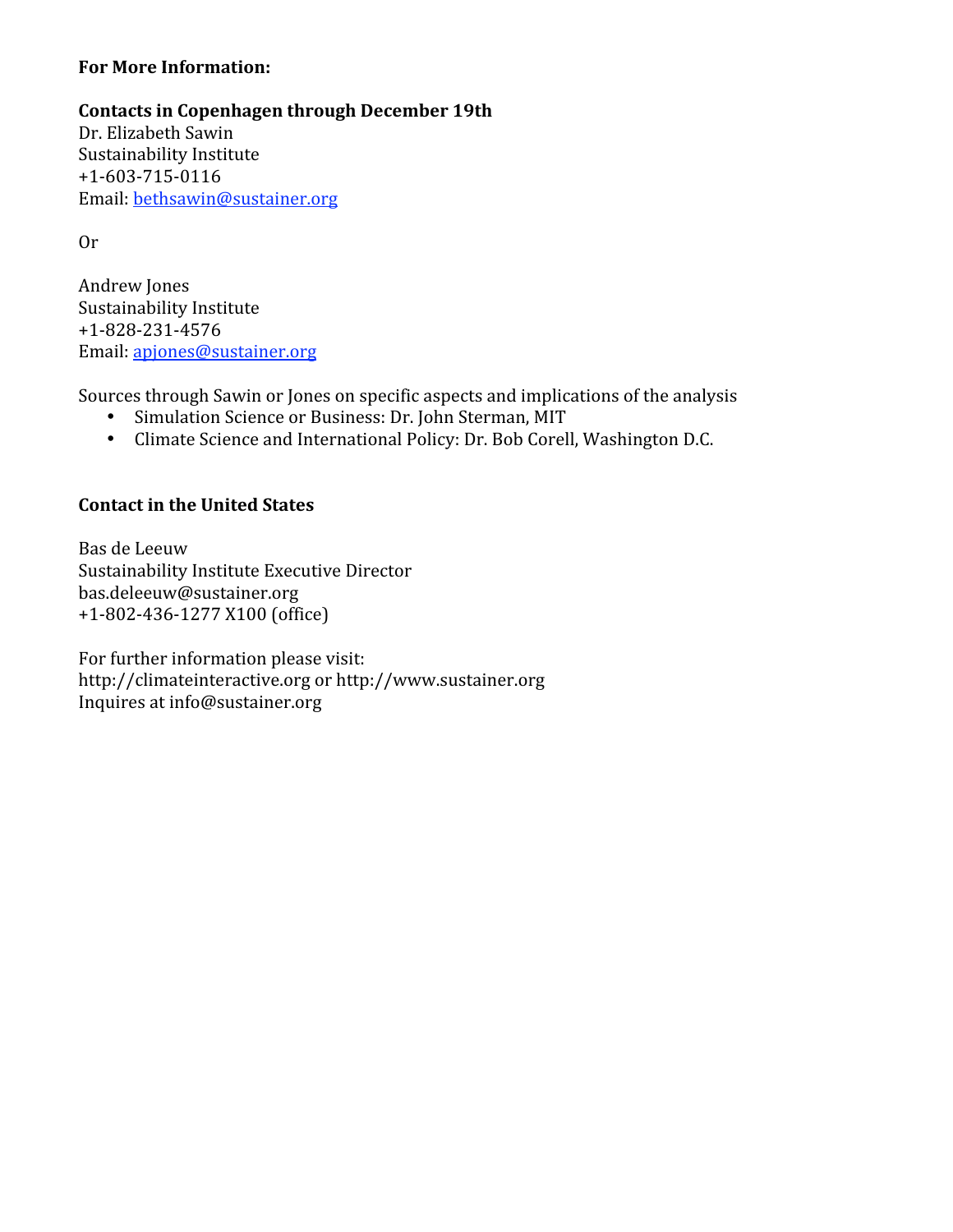**For More Information:**

**Contacts in Copenhagen through December 19th**
Dr. Elizabeth Sawin
Sustainability Institute
+1-603-715-0116
Email: bethsawin@sustainer.org

Or

Andrew Jones
Sustainability Institute
+1-828-231-4576
Email: apjones@sustainer.org

Sources through Sawin or Jones on specific aspects and implications of the analysis

- Simulation Science or Business: Dr. John Sterman, MIT
- Climate Science and International Policy: Dr. Bob Corell, Washington D.C.

**Contact in the United States**

Bas de Leeuw
Sustainability Institute Executive Director
bas.deleeuw@sustainer.org
+1-802-436-1277 X100 (office)

For further information please visit:
http://climateinteractive.org or http://www.sustainer.org
Inquires at info@sustainer.org